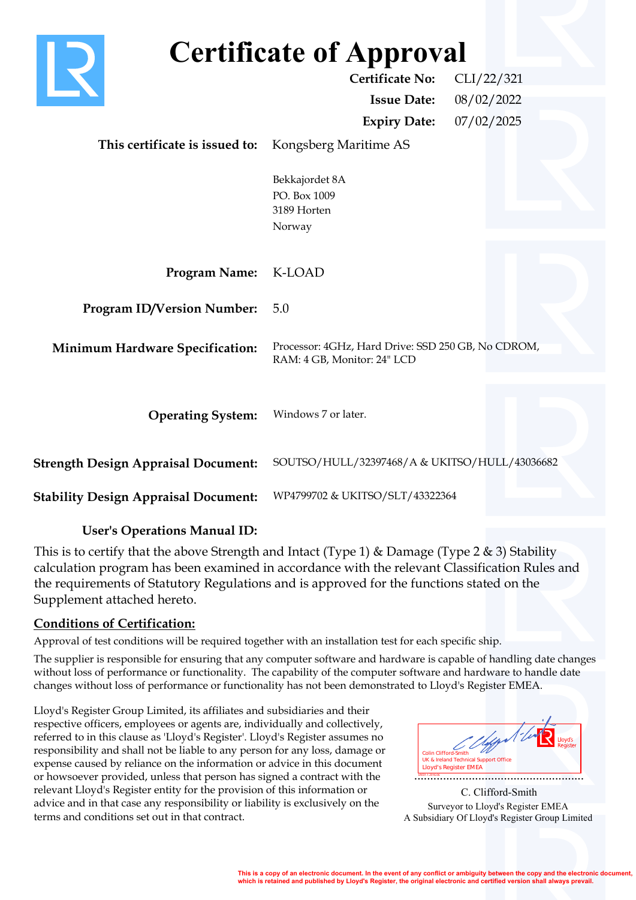# Certificate of Approval

**Certificate No:** CLI/22/321

**Issue Date:** 08/02/2022

**Expiry Date:** 07/02/2025

**This certificate is issued to:** Kongsberg Maritime AS

Bekkajordet 8A
PO. Box 1009
3189 Horten
Norway

**Program Name:** K-LOAD

**Program ID/Version Number:** 5.0

**Minimum Hardware Specification:** Processor: 4GHz, Hard Drive: SSD 250 GB, No CDROM, RAM: 4 GB, Monitor: 24" LCD

**Operating System:** Windows 7 or later.

**Strength Design Appraisal Document:** SOUTSO/HULL/32397468/A & UKITSO/HULL/43036682

**Stability Design Appraisal Document:** WP4799702 & UKITSO/SLT/43322364

**User's Operations Manual ID:**

This is to certify that the above Strength and Intact (Type 1) & Damage (Type 2 & 3) Stability calculation program has been examined in accordance with the relevant Classification Rules and the requirements of Statutory Regulations and is approved for the functions stated on the Supplement attached hereto.

**Conditions of Certification:**

Approval of test conditions will be required together with an installation test for each specific ship.

The supplier is responsible for ensuring that any computer software and hardware is capable of handling date changes without loss of performance or functionality. The capability of the computer software and hardware to handle date changes without loss of performance or functionality has not been demonstrated to Lloyd's Register EMEA.

Lloyd's Register Group Limited, its affiliates and subsidiaries and their respective officers, employees or agents are, individually and collectively, referred to in this clause as 'Lloyd's Register'. Lloyd's Register assumes no responsibility and shall not be liable to any person for any loss, damage or expense caused by reliance on the information or advice in this document or howsoever provided, unless that person has signed a contract with the relevant Lloyd's Register entity for the provision of this information or advice and in that case any responsibility or liability is exclusively on the terms and conditions set out in that contract.

Colin Clifford-Smith
UK & Ireland Technical Support Office
Lloyd's Register EMEA

C. Clifford-Smith
Surveyor to Lloyd's Register EMEA
A Subsidiary Of Lloyd's Register Group Limited

This is a copy of an electronic document. In the event of any conflict or ambiguity between the copy and the electronic document, which is retained and published by Lloyd's Register, the original electronic and certified version shall always prevail.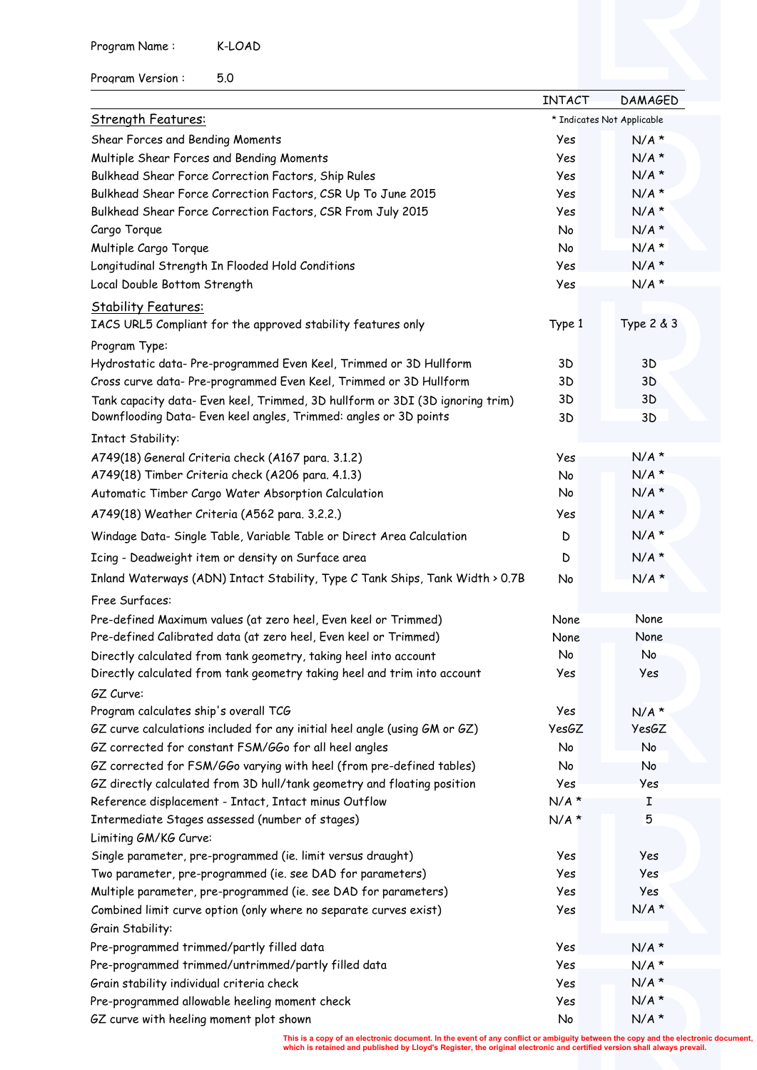Program Name : K-LOAD

Program Version : 5.0

| | INTACT | DAMAGED |
|---|---|---|
| **Strength Features:** | * Indicates Not Applicable | |
| Shear Forces and Bending Moments | Yes | N/A * |
| Multiple Shear Forces and Bending Moments | Yes | N/A * |
| Bulkhead Shear Force Correction Factors, Ship Rules | Yes | N/A * |
| Bulkhead Shear Force Correction Factors, CSR Up To June 2015 | Yes | N/A * |
| Bulkhead Shear Force Correction Factors, CSR From July 2015 | Yes | N/A * |
| Cargo Torque | No | N/A * |
| Multiple Cargo Torque | No | N/A * |
| Longitudinal Strength In Flooded Hold Conditions | Yes | N/A * |
| Local Double Bottom Strength | Yes | N/A * |
| **Stability Features:** | | |
| IACS URL5 Compliant for the approved stability features only | Type 1 | Type 2 & 3 |
| Program Type: | | |
| Hydrostatic data- Pre-programmed Even Keel, Trimmed or 3D Hullform | 3D | 3D |
| Cross curve data- Pre-programmed Even Keel, Trimmed or 3D Hullform | 3D | 3D |
| Tank capacity data- Even keel, Trimmed, 3D hullform or 3DI (3D ignoring trim) | 3D | 3D |
| Downflooding Data- Even keel angles, Trimmed: angles or 3D points | 3D | 3D |
| Intact Stability: | | |
| A749(18) General Criteria check (A167 para. 3.1.2) | Yes | N/A * |
| A749(18) Timber Criteria check (A206 para. 4.1.3) | No | N/A * |
| Automatic Timber Cargo Water Absorption Calculation | No | N/A * |
| A749(18) Weather Criteria (A562 para. 3.2.2.) | Yes | N/A * |
| Windage Data- Single Table, Variable Table or Direct Area Calculation | D | N/A * |
| Icing - Deadweight item or density on Surface area | D | N/A * |
| Inland Waterways (ADN) Intact Stability, Type C Tank Ships, Tank Width > 0.7B | No | N/A * |
| Free Surfaces: | | |
| Pre-defined Maximum values (at zero heel, Even keel or Trimmed) | None | None |
| Pre-defined Calibrated data (at zero heel, Even keel or Trimmed) | None | None |
| Directly calculated from tank geometry, taking heel into account | No | No |
| Directly calculated from tank geometry taking heel and trim into account | Yes | Yes |
| GZ Curve: | | |
| Program calculates ship's overall TCG | Yes | N/A * |
| GZ curve calculations included for any initial heel angle (using GM or GZ) | YesGZ | YesGZ |
| GZ corrected for constant FSM/GGo for all heel angles | No | No |
| GZ corrected for FSM/GGo varying with heel (from pre-defined tables) | No | No |
| GZ directly calculated from 3D hull/tank geometry and floating position | Yes | Yes |
| Reference displacement - Intact, Intact minus Outflow | N/A * | I |
| Intermediate Stages assessed (number of stages) | N/A * | 5 |
| Limiting GM/KG Curve: | | |
| Single parameter, pre-programmed (ie. limit versus draught) | Yes | Yes |
| Two parameter, pre-programmed (ie. see DAD for parameters) | Yes | Yes |
| Multiple parameter, pre-programmed (ie. see DAD for parameters) | Yes | Yes |
| Combined limit curve option (only where no separate curves exist) | Yes | N/A * |
| Grain Stability: | | |
| Pre-programmed trimmed/partly filled data | Yes | N/A * |
| Pre-programmed trimmed/untrimmed/partly filled data | Yes | N/A * |
| Grain stability individual criteria check | Yes | N/A * |
| Pre-programmed allowable heeling moment check | Yes | N/A * |
| GZ curve with heeling moment plot shown | No | N/A * |

This is a copy of an electronic document. In the event of any conflict or ambiguity between the copy and the electronic document, which is retained and published by Lloyd's Register, the original electronic and certified version shall always prevail.